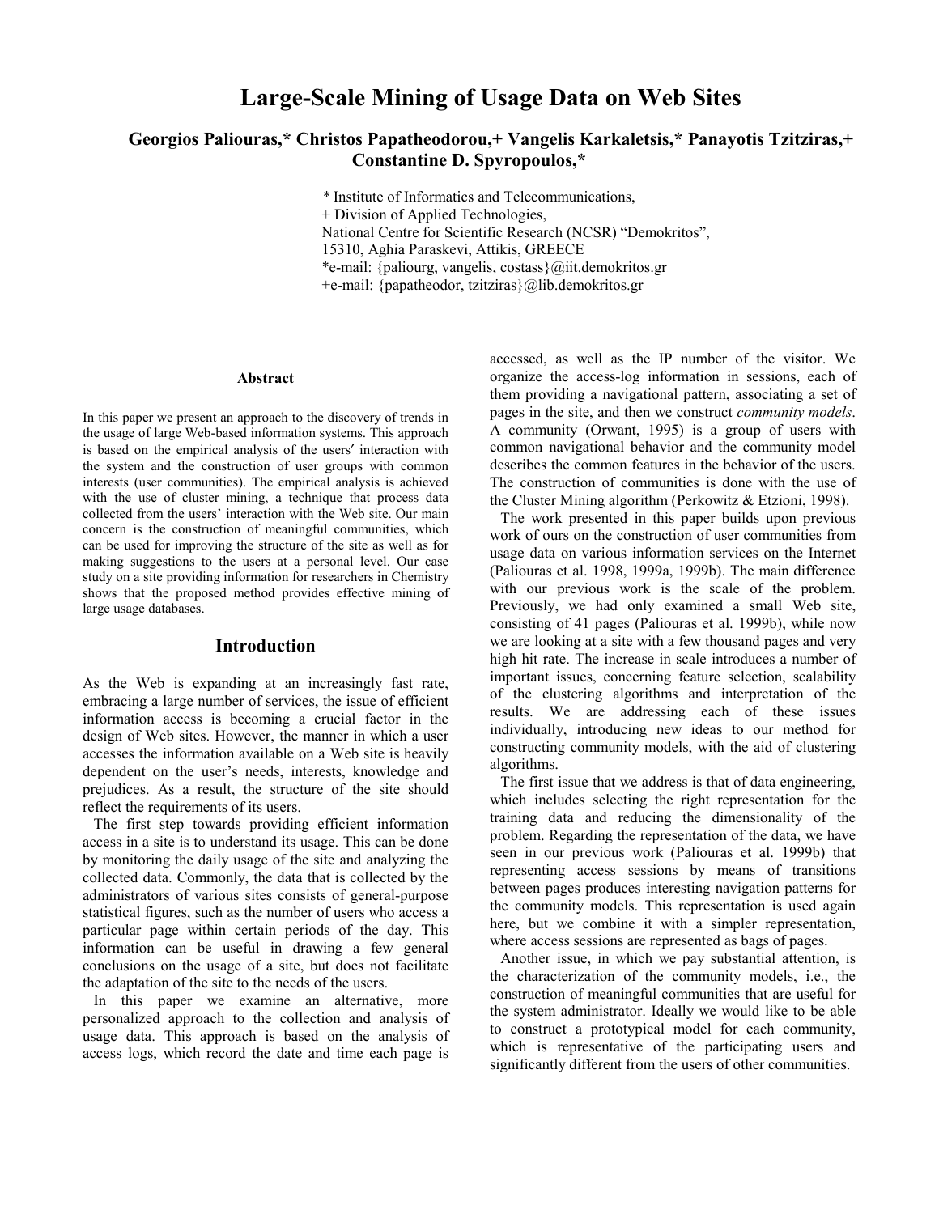# Large-Scale Mining of Usage Data on Web Sites

**Georgios Paliouras,* Christos Papatheodorou,+ Vangelis Karkaletsis,* Panayotis Tzitziras,+ Constantine D. Spyropoulos,***

\* Institute of Informatics and Telecommunications,
+ Division of Applied Technologies,
National Centre for Scientific Research (NCSR) "Demokritos",
15310, Aghia Paraskevi, Attikis, GREECE
*e-mail: {paliourg, vangelis, costass}@iit.demokritos.gr
+e-mail: {papatheodor, tzitziras}@lib.demokritos.gr

### Abstract

In this paper we present an approach to the discovery of trends in the usage of large Web-based information systems. This approach is based on the empirical analysis of the users′ interaction with the system and the construction of user groups with common interests (user communities). The empirical analysis is achieved with the use of cluster mining, a technique that process data collected from the users' interaction with the Web site. Our main concern is the construction of meaningful communities, which can be used for improving the structure of the site as well as for making suggestions to the users at a personal level. Our case study on a site providing information for researchers in Chemistry shows that the proposed method provides effective mining of large usage databases.

## Introduction

As the Web is expanding at an increasingly fast rate, embracing a large number of services, the issue of efficient information access is becoming a crucial factor in the design of Web sites. However, the manner in which a user accesses the information available on a Web site is heavily dependent on the user's needs, interests, knowledge and prejudices. As a result, the structure of the site should reflect the requirements of its users.

The first step towards providing efficient information access in a site is to understand its usage. This can be done by monitoring the daily usage of the site and analyzing the collected data. Commonly, the data that is collected by the administrators of various sites consists of general-purpose statistical figures, such as the number of users who access a particular page within certain periods of the day. This information can be useful in drawing a few general conclusions on the usage of a site, but does not facilitate the adaptation of the site to the needs of the users.

In this paper we examine an alternative, more personalized approach to the collection and analysis of usage data. This approach is based on the analysis of access logs, which record the date and time each page is accessed, as well as the IP number of the visitor. We organize the access-log information in sessions, each of them providing a navigational pattern, associating a set of pages in the site, and then we construct *community models*. A community (Orwant, 1995) is a group of users with common navigational behavior and the community model describes the common features in the behavior of the users. The construction of communities is done with the use of the Cluster Mining algorithm (Perkowitz & Etzioni, 1998).

The work presented in this paper builds upon previous work of ours on the construction of user communities from usage data on various information services on the Internet (Paliouras et al. 1998, 1999a, 1999b). The main difference with our previous work is the scale of the problem. Previously, we had only examined a small Web site, consisting of 41 pages (Paliouras et al. 1999b), while now we are looking at a site with a few thousand pages and very high hit rate. The increase in scale introduces a number of important issues, concerning feature selection, scalability of the clustering algorithms and interpretation of the results. We are addressing each of these issues individually, introducing new ideas to our method for constructing community models, with the aid of clustering algorithms.

The first issue that we address is that of data engineering, which includes selecting the right representation for the training data and reducing the dimensionality of the problem. Regarding the representation of the data, we have seen in our previous work (Paliouras et al. 1999b) that representing access sessions by means of transitions between pages produces interesting navigation patterns for the community models. This representation is used again here, but we combine it with a simpler representation, where access sessions are represented as bags of pages.

Another issue, in which we pay substantial attention, is the characterization of the community models, i.e., the construction of meaningful communities that are useful for the system administrator. Ideally we would like to be able to construct a prototypical model for each community, which is representative of the participating users and significantly different from the users of other communities.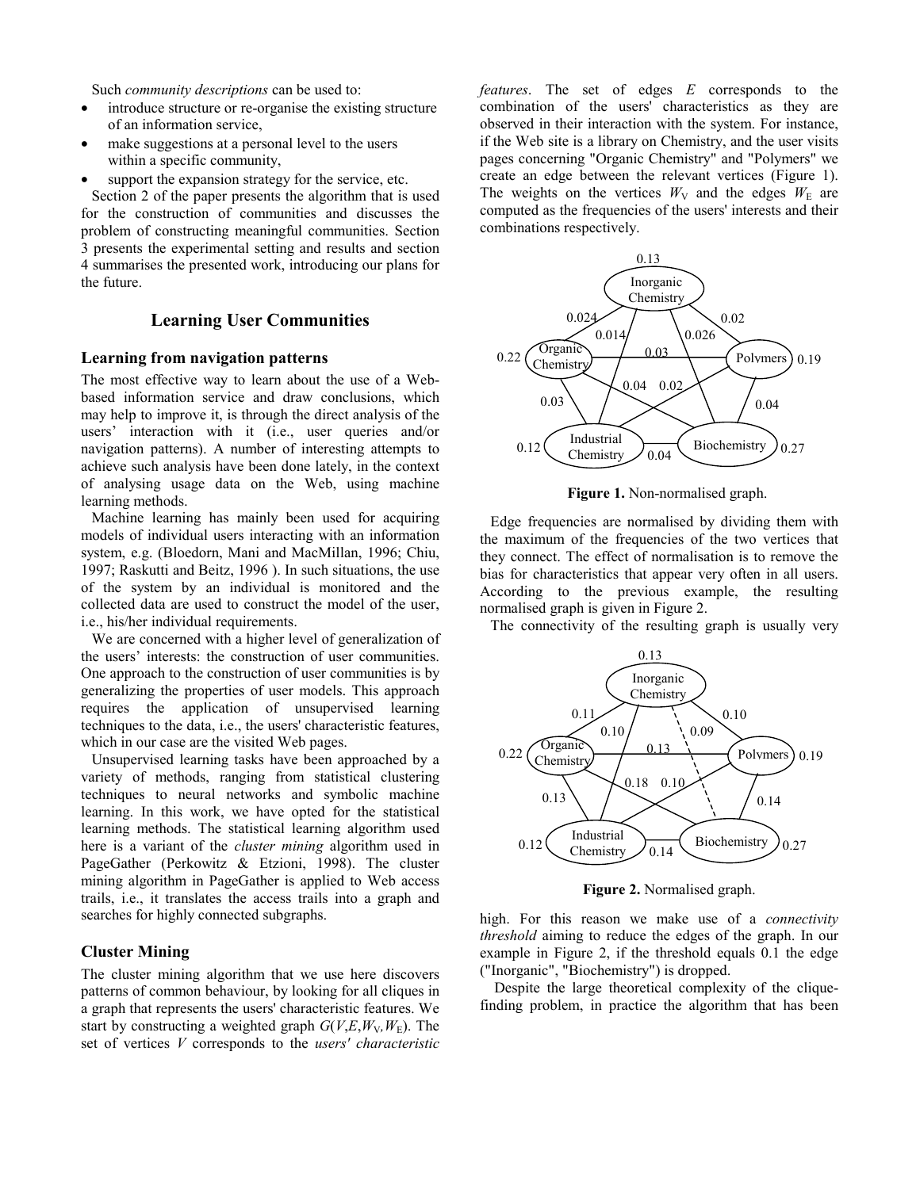Such *community descriptions* can be used to:

- introduce structure or re-organise the existing structure of an information service,
- make suggestions at a personal level to the users within a specific community,
- support the expansion strategy for the service, etc.

Section 2 of the paper presents the algorithm that is used for the construction of communities and discusses the problem of constructing meaningful communities. Section 3 presents the experimental setting and results and section 4 summarises the presented work, introducing our plans for the future.

## Learning User Communities

### Learning from navigation patterns

The most effective way to learn about the use of a Web-based information service and draw conclusions, which may help to improve it, is through the direct analysis of the users' interaction with it (i.e., user queries and/or navigation patterns). A number of interesting attempts to achieve such analysis have been done lately, in the context of analysing usage data on the Web, using machine learning methods.

Machine learning has mainly been used for acquiring models of individual users interacting with an information system, e.g. (Bloedorn, Mani and MacMillan, 1996; Chiu, 1997; Raskutti and Beitz, 1996 ). In such situations, the use of the system by an individual is monitored and the collected data are used to construct the model of the user, i.e., his/her individual requirements.

We are concerned with a higher level of generalization of the users' interests: the construction of user communities. One approach to the construction of user communities is by generalizing the properties of user models. This approach requires the application of unsupervised learning techniques to the data, i.e., the users' characteristic features, which in our case are the visited Web pages.

Unsupervised learning tasks have been approached by a variety of methods, ranging from statistical clustering techniques to neural networks and symbolic machine learning. In this work, we have opted for the statistical learning methods. The statistical learning algorithm used here is a variant of the *cluster mining* algorithm used in PageGather (Perkowitz & Etzioni, 1998). The cluster mining algorithm in PageGather is applied to Web access trails, i.e., it translates the access trails into a graph and searches for highly connected subgraphs.

### Cluster Mining

The cluster mining algorithm that we use here discovers patterns of common behaviour, by looking for all cliques in a graph that represents the users' characteristic features. We start by constructing a weighted graph $G(V,E,W_V,W_E)$. The set of vertices $V$ corresponds to the *users' characteristic features*. The set of edges $E$ corresponds to the combination of the users' characteristics as they are observed in their interaction with the system. For instance, if the Web site is a library on Chemistry, and the user visits pages concerning "Organic Chemistry" and "Polymers" we create an edge between the relevant vertices (Figure 1). The weights on the vertices $W_V$ and the edges $W_E$ are computed as the frequencies of the users' interests and their combinations respectively.

**Figure 1.** Non-normalised graph.

Edge frequencies are normalised by dividing them with the maximum of the frequencies of the two vertices that they connect. The effect of normalisation is to remove the bias for characteristics that appear very often in all users. According to the previous example, the resulting normalised graph is given in Figure 2.

The connectivity of the resulting graph is usually very high. For this reason we make use of a *connectivity threshold* aiming to reduce the edges of the graph. In our example in Figure 2, if the threshold equals 0.1 the edge ("Inorganic", "Biochemistry") is dropped.

**Figure 2.** Normalised graph.

Despite the large theoretical complexity of the clique-finding problem, in practice the algorithm that has been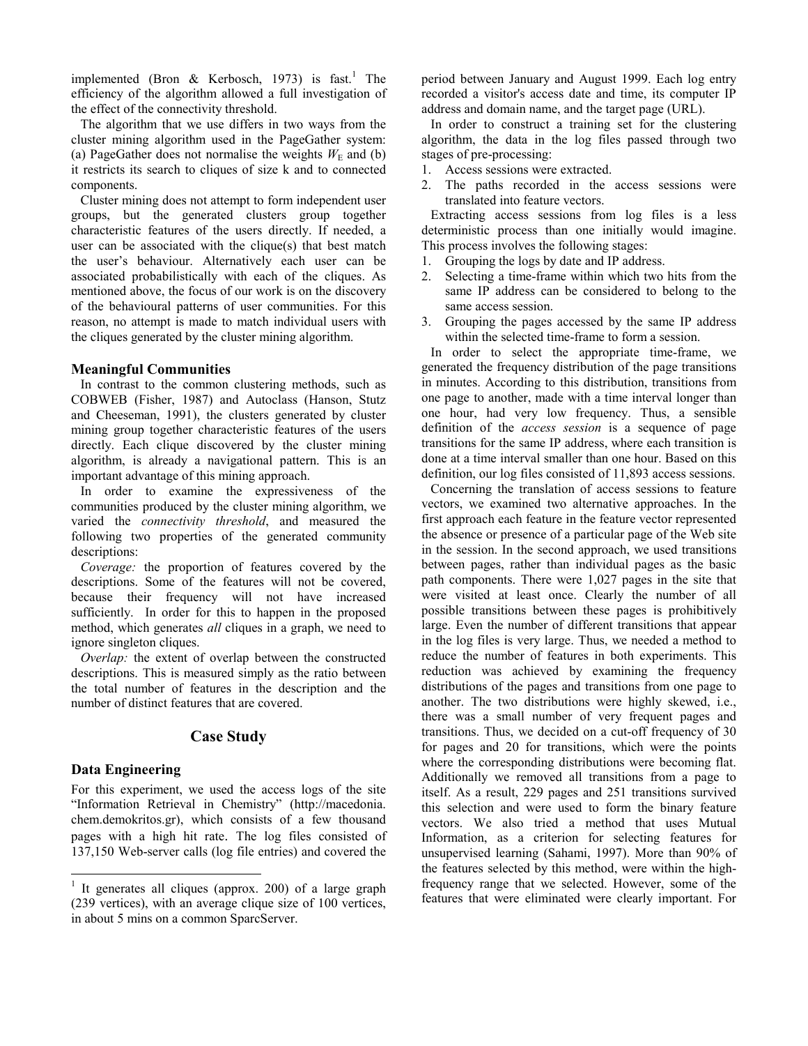implemented (Bron & Kerbosch, 1973) is fast.[1] The efficiency of the algorithm allowed a full investigation of the effect of the connectivity threshold.

The algorithm that we use differs in two ways from the cluster mining algorithm used in the PageGather system: (a) PageGather does not normalise the weights $W_E$ and (b) it restricts its search to cliques of size k and to connected components.

Cluster mining does not attempt to form independent user groups, but the generated clusters group together characteristic features of the users directly. If needed, a user can be associated with the clique(s) that best match the user's behaviour. Alternatively each user can be associated probabilistically with each of the cliques. As mentioned above, the focus of our work is on the discovery of the behavioural patterns of user communities. For this reason, no attempt is made to match individual users with the cliques generated by the cluster mining algorithm.

### Meaningful Communities

In contrast to the common clustering methods, such as COBWEB (Fisher, 1987) and Autoclass (Hanson, Stutz and Cheeseman, 1991), the clusters generated by cluster mining group together characteristic features of the users directly. Each clique discovered by the cluster mining algorithm, is already a navigational pattern. This is an important advantage of this mining approach.

In order to examine the expressiveness of the communities produced by the cluster mining algorithm, we varied the *connectivity threshold*, and measured the following two properties of the generated community descriptions:

*Coverage:* the proportion of features covered by the descriptions. Some of the features will not be covered, because their frequency will not have increased sufficiently. In order for this to happen in the proposed method, which generates *all* cliques in a graph, we need to ignore singleton cliques.

*Overlap:* the extent of overlap between the constructed descriptions. This is measured simply as the ratio between the total number of features in the description and the number of distinct features that are covered.

## Case Study

### Data Engineering

For this experiment, we used the access logs of the site "Information Retrieval in Chemistry" (http://macedonia.chem.demokritos.gr), which consists of a few thousand pages with a high hit rate. The log files consisted of 137,150 Web-server calls (log file entries) and covered the period between January and August 1999. Each log entry recorded a visitor's access date and time, its computer IP address and domain name, and the target page (URL).

In order to construct a training set for the clustering algorithm, the data in the log files passed through two stages of pre-processing:

1. Access sessions were extracted.
2. The paths recorded in the access sessions were translated into feature vectors.

Extracting access sessions from log files is a less deterministic process than one initially would imagine. This process involves the following stages:

1. Grouping the logs by date and IP address.
2. Selecting a time-frame within which two hits from the same IP address can be considered to belong to the same access session.
3. Grouping the pages accessed by the same IP address within the selected time-frame to form a session.

In order to select the appropriate time-frame, we generated the frequency distribution of the page transitions in minutes. According to this distribution, transitions from one page to another, made with a time interval longer than one hour, had very low frequency. Thus, a sensible definition of the *access session* is a sequence of page transitions for the same IP address, where each transition is done at a time interval smaller than one hour. Based on this definition, our log files consisted of 11,893 access sessions.

Concerning the translation of access sessions to feature vectors, we examined two alternative approaches. In the first approach each feature in the feature vector represented the absence or presence of a particular page of the Web site in the session. In the second approach, we used transitions between pages, rather than individual pages as the basic path components. There were 1,027 pages in the site that were visited at least once. Clearly the number of all possible transitions between these pages is prohibitively large. Even the number of different transitions that appear in the log files is very large. Thus, we needed a method to reduce the number of features in both experiments. This reduction was achieved by examining the frequency distributions of the pages and transitions from one page to another. The two distributions were highly skewed, i.e., there was a small number of very frequent pages and transitions. Thus, we decided on a cut-off frequency of 30 for pages and 20 for transitions, which were the points where the corresponding distributions were becoming flat. Additionally we removed all transitions from a page to itself. As a result, 229 pages and 251 transitions survived this selection and were used to form the binary feature vectors. We also tried a method that uses Mutual Information, as a criterion for selecting features for unsupervised learning (Sahami, 1997). More than 90% of the features selected by this method, were within the high-frequency range that we selected. However, some of the features that were eliminated were clearly important. For

---

[1] It generates all cliques (approx. 200) of a large graph (239 vertices), with an average clique size of 100 vertices, in about 5 mins on a common SparcServer.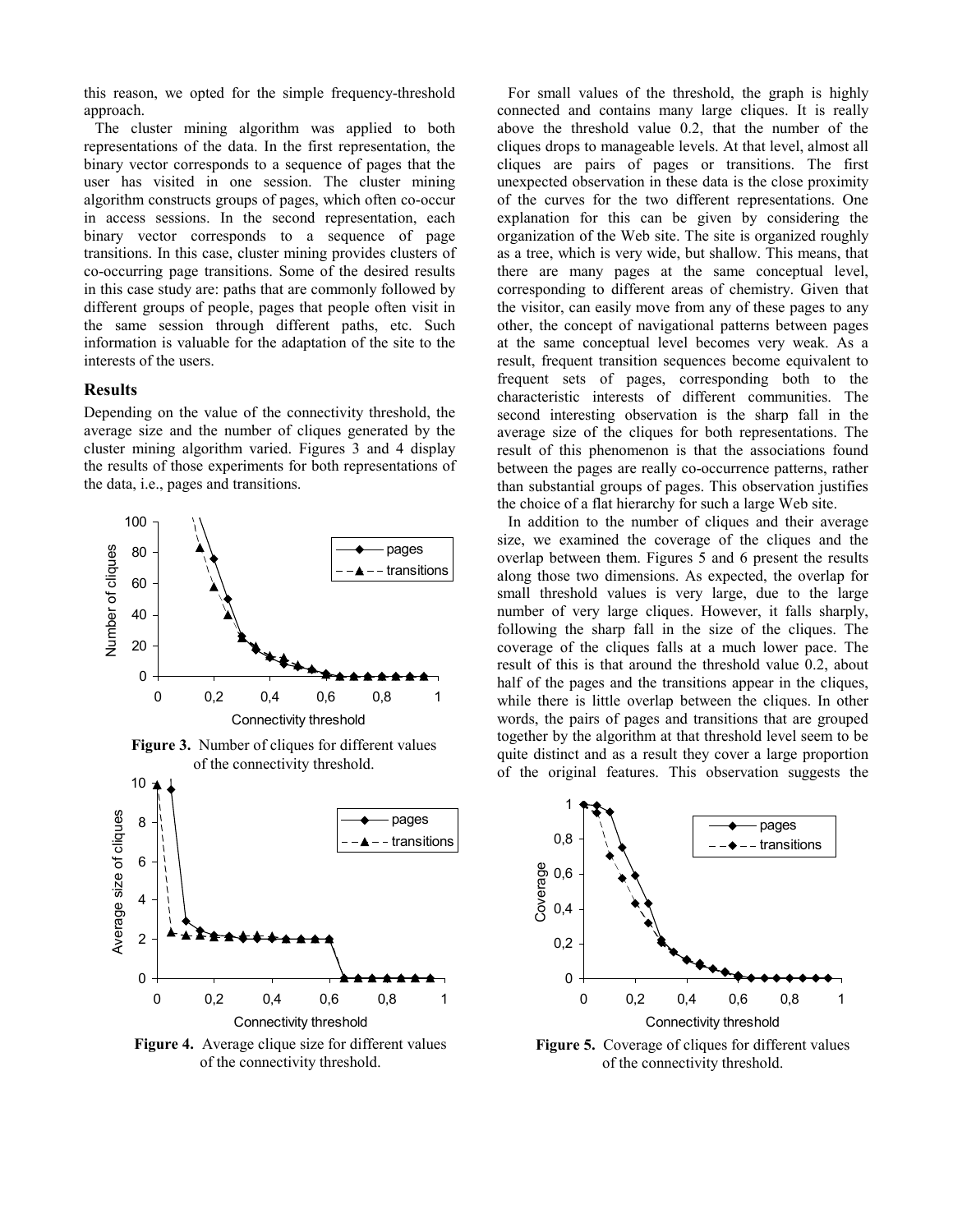this reason, we opted for the simple frequency-threshold approach.

The cluster mining algorithm was applied to both representations of the data. In the first representation, the binary vector corresponds to a sequence of pages that the user has visited in one session. The cluster mining algorithm constructs groups of pages, which often co-occur in access sessions. In the second representation, each binary vector corresponds to a sequence of page transitions. In this case, cluster mining provides clusters of co-occurring page transitions. Some of the desired results in this case study are: paths that are commonly followed by different groups of people, pages that people often visit in the same session through different paths, etc. Such information is valuable for the adaptation of the site to the interests of the users.

## Results

Depending on the value of the connectivity threshold, the average size and the number of cliques generated by the cluster mining algorithm varied. Figures 3 and 4 display the results of those experiments for both representations of the data, i.e., pages and transitions.

**Figure 3.** Number of cliques for different values of the connectivity threshold.

**Figure 4.** Average clique size for different values of the connectivity threshold.

For small values of the threshold, the graph is highly connected and contains many large cliques. It is really above the threshold value 0.2, that the number of the cliques drops to manageable levels. At that level, almost all cliques are pairs of pages or transitions. The first unexpected observation in these data is the close proximity of the curves for the two different representations. One explanation for this can be given by considering the organization of the Web site. The site is organized roughly as a tree, which is very wide, but shallow. This means, that there are many pages at the same conceptual level, corresponding to different areas of chemistry. Given that the visitor, can easily move from any of these pages to any other, the concept of navigational patterns between pages at the same conceptual level becomes very weak. As a result, frequent transition sequences become equivalent to frequent sets of pages, corresponding both to the characteristic interests of different communities. The second interesting observation is the sharp fall in the average size of the cliques for both representations. The result of this phenomenon is that the associations found between the pages are really co-occurrence patterns, rather than substantial groups of pages. This observation justifies the choice of a flat hierarchy for such a large Web site.

In addition to the number of cliques and their average size, we examined the coverage of the cliques and the overlap between them. Figures 5 and 6 present the results along those two dimensions. As expected, the overlap for small threshold values is very large, due to the large number of very large cliques. However, it falls sharply, following the sharp fall in the size of the cliques. The coverage of the cliques falls at a much lower pace. The result of this is that around the threshold value 0.2, about half of the pages and the transitions appear in the cliques, while there is little overlap between the cliques. In other words, the pairs of pages and transitions that are grouped together by the algorithm at that threshold level seem to be quite distinct and as a result they cover a large proportion of the original features. This observation suggests the

**Figure 5.** Coverage of cliques for different values of the connectivity threshold.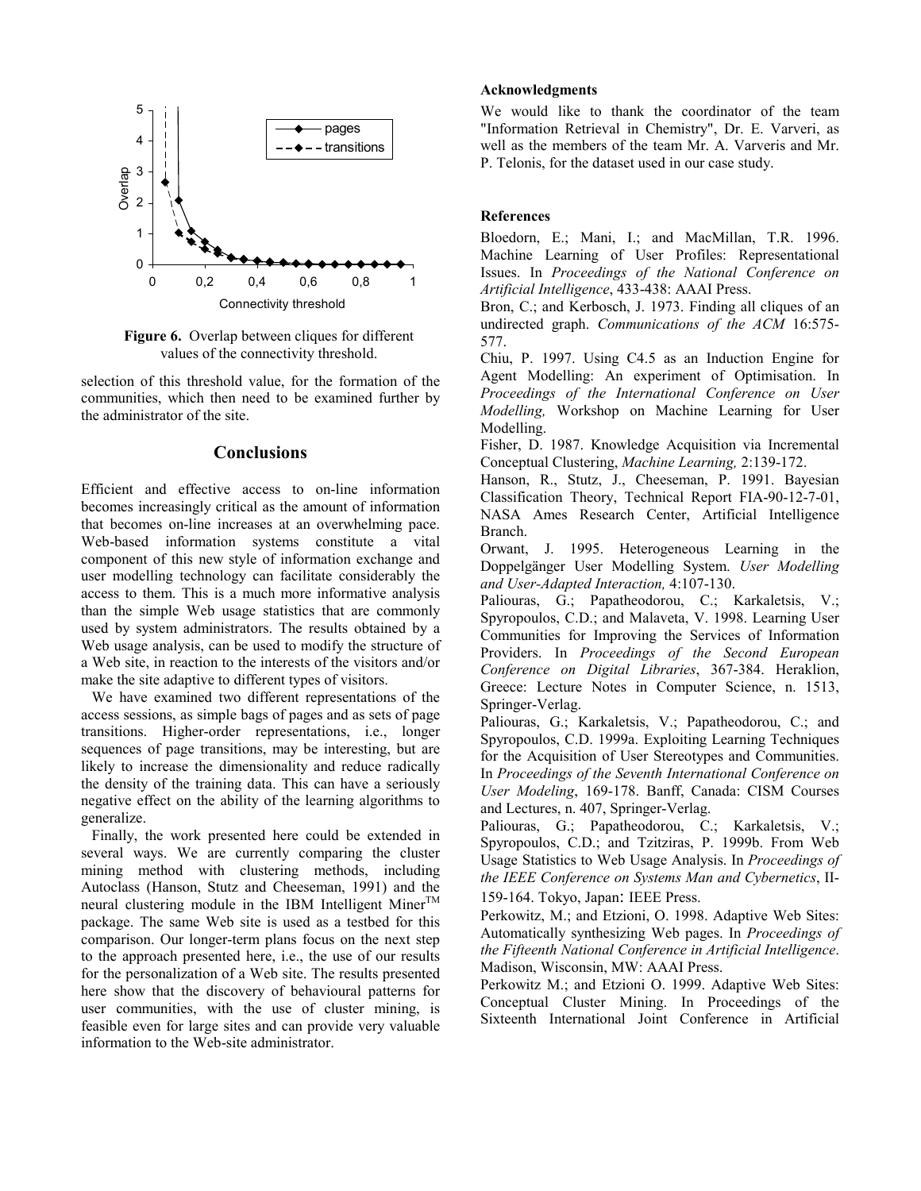**Figure 6.** Overlap between cliques for different values of the connectivity threshold.

selection of this threshold value, for the formation of the communities, which then need to be examined further by the administrator of the site.

## Conclusions

Efficient and effective access to on-line information becomes increasingly critical as the amount of information that becomes on-line increases at an overwhelming pace. Web-based information systems constitute a vital component of this new style of information exchange and user modelling technology can facilitate considerably the access to them. This is a much more informative analysis than the simple Web usage statistics that are commonly used by system administrators. The results obtained by a Web usage analysis, can be used to modify the structure of a Web site, in reaction to the interests of the visitors and/or make the site adaptive to different types of visitors.

We have examined two different representations of the access sessions, as simple bags of pages and as sets of page transitions. Higher-order representations, i.e., longer sequences of page transitions, may be interesting, but are likely to increase the dimensionality and reduce radically the density of the training data. This can have a seriously negative effect on the ability of the learning algorithms to generalize.

Finally, the work presented here could be extended in several ways. We are currently comparing the cluster mining method with clustering methods, including Autoclass (Hanson, Stutz and Cheeseman, 1991) and the neural clustering module in the IBM Intelligent Miner™ package. The same Web site is used as a testbed for this comparison. Our longer-term plans focus on the next step to the approach presented here, i.e., the use of our results for the personalization of a Web site. The results presented here show that the discovery of behavioural patterns for user communities, with the use of cluster mining, is feasible even for large sites and can provide very valuable information to the Web-site administrator.

### Acknowledgments

We would like to thank the coordinator of the team "Information Retrieval in Chemistry", Dr. E. Varveri, as well as the members of the team Mr. A. Varveris and Mr. P. Telonis, for the dataset used in our case study.

### References

Bloedorn, E.; Mani, I.; and MacMillan, T.R. 1996. Machine Learning of User Profiles: Representational Issues. In *Proceedings of the National Conference on Artificial Intelligence*, 433-438: AAAI Press.

Bron, C.; and Kerbosch, J. 1973. Finding all cliques of an undirected graph. *Communications of the ACM* 16:575-577.

Chiu, P. 1997. Using C4.5 as an Induction Engine for Agent Modelling: An experiment of Optimisation. In *Proceedings of the International Conference on User Modelling,* Workshop on Machine Learning for User Modelling.

Fisher, D. 1987. Knowledge Acquisition via Incremental Conceptual Clustering, *Machine Learning,* 2:139-172.

Hanson, R., Stutz, J., Cheeseman, P. 1991. Bayesian Classification Theory, Technical Report FIA-90-12-7-01, NASA Ames Research Center, Artificial Intelligence Branch.

Orwant, J. 1995. Heterogeneous Learning in the Doppelgänger User Modelling System. *User Modelling and User-Adapted Interaction,* 4:107-130.

Paliouras, G.; Papatheodorou, C.; Karkaletsis, V.; Spyropoulos, C.D.; and Malaveta, V. 1998. Learning User Communities for Improving the Services of Information Providers. In *Proceedings of the Second European Conference on Digital Libraries*, 367-384. Heraklion, Greece: Lecture Notes in Computer Science, n. 1513, Springer-Verlag.

Paliouras, G.; Karkaletsis, V.; Papatheodorou, C.; and Spyropoulos, C.D. 1999a. Exploiting Learning Techniques for the Acquisition of User Stereotypes and Communities. In *Proceedings of the Seventh International Conference on User Modeling*, 169-178. Banff, Canada: CISM Courses and Lectures, n. 407, Springer-Verlag.

Paliouras, G.; Papatheodorou, C.; Karkaletsis, V.; Spyropoulos, C.D.; and Tzitziras, P. 1999b. From Web Usage Statistics to Web Usage Analysis. In *Proceedings of the IEEE Conference on Systems Man and Cybernetics*, II-159-164. Tokyo, Japan: IEEE Press.

Perkowitz, M.; and Etzioni, O. 1998. Adaptive Web Sites: Automatically synthesizing Web pages. In *Proceedings of the Fifteenth National Conference in Artificial Intelligence*. Madison, Wisconsin, MW: AAAI Press.

Perkowitz M.; and Etzioni O. 1999. Adaptive Web Sites: Conceptual Cluster Mining. In Proceedings of the Sixteenth International Joint Conference in Artificial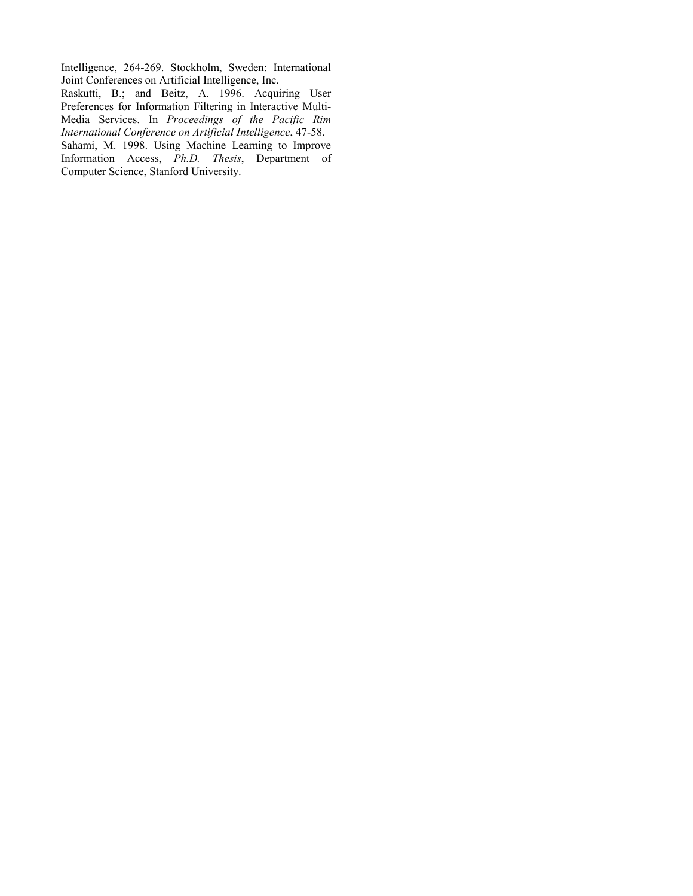Intelligence, 264-269. Stockholm, Sweden: International Joint Conferences on Artificial Intelligence, Inc.

Raskutti, B.; and Beitz, A. 1996. Acquiring User Preferences for Information Filtering in Interactive Multi-Media Services. In *Proceedings of the Pacific Rim International Conference on Artificial Intelligence*, 47-58.

Sahami, M. 1998. Using Machine Learning to Improve Information Access, *Ph.D. Thesis*, Department of Computer Science, Stanford University.